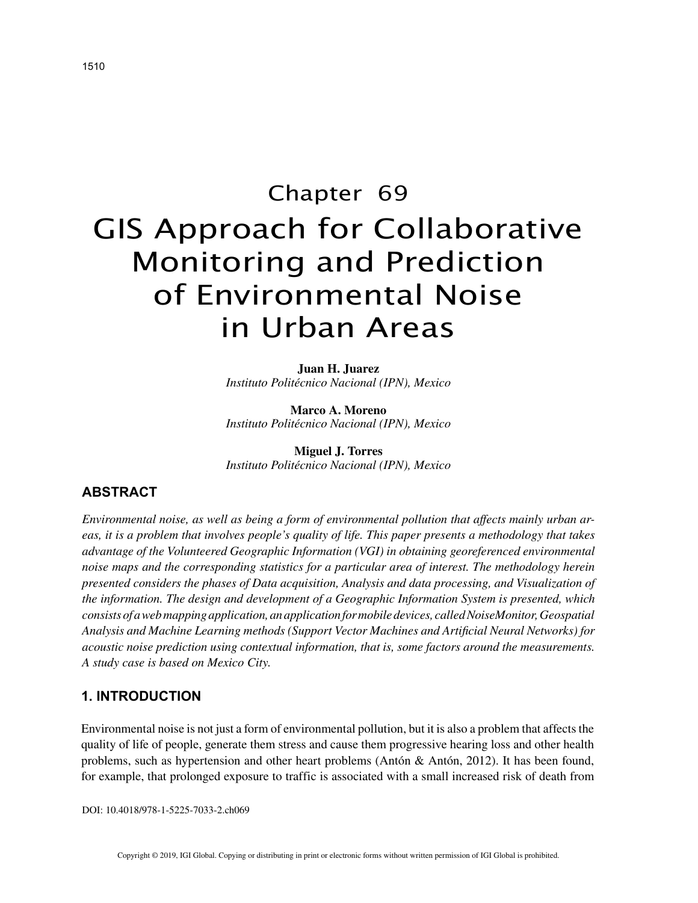# Chapter 69

# GIS Approach for Collaborative Monitoring and Prediction of Environmental Noise in Urban Areas

**Juan H. Juarez**
*Instituto Politécnico Nacional (IPN), Mexico*

**Marco A. Moreno**
*Instituto Politécnico Nacional (IPN), Mexico*

**Miguel J. Torres**
*Instituto Politécnico Nacional (IPN), Mexico*

## ABSTRACT

*Environmental noise, as well as being a form of environmental pollution that affects mainly urban areas, it is a problem that involves people's quality of life. This paper presents a methodology that takes advantage of the Volunteered Geographic Information (VGI) in obtaining georeferenced environmental noise maps and the corresponding statistics for a particular area of interest. The methodology herein presented considers the phases of Data acquisition, Analysis and data processing, and Visualization of the information. The design and development of a Geographic Information System is presented, which consists of a web mapping application, an application for mobile devices, called NoiseMonitor, Geospatial Analysis and Machine Learning methods (Support Vector Machines and Artificial Neural Networks) for acoustic noise prediction using contextual information, that is, some factors around the measurements. A study case is based on Mexico City.*

## 1. INTRODUCTION

Environmental noise is not just a form of environmental pollution, but it is also a problem that affects the quality of life of people, generate them stress and cause them progressive hearing loss and other health problems, such as hypertension and other heart problems (Antón & Antón, 2012). It has been found, for example, that prolonged exposure to traffic is associated with a small increased risk of death from

DOI: 10.4018/978-1-5225-7033-2.ch069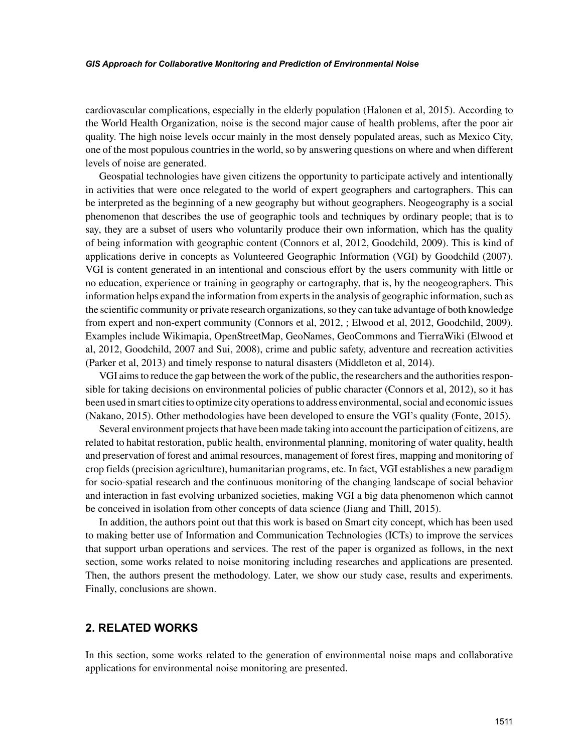cardiovascular complications, especially in the elderly population (Halonen et al, 2015). According to the World Health Organization, noise is the second major cause of health problems, after the poor air quality. The high noise levels occur mainly in the most densely populated areas, such as Mexico City, one of the most populous countries in the world, so by answering questions on where and when different levels of noise are generated.

Geospatial technologies have given citizens the opportunity to participate actively and intentionally in activities that were once relegated to the world of expert geographers and cartographers. This can be interpreted as the beginning of a new geography but without geographers. Neogeography is a social phenomenon that describes the use of geographic tools and techniques by ordinary people; that is to say, they are a subset of users who voluntarily produce their own information, which has the quality of being information with geographic content (Connors et al, 2012, Goodchild, 2009). This is kind of applications derive in concepts as Volunteered Geographic Information (VGI) by Goodchild (2007). VGI is content generated in an intentional and conscious effort by the users community with little or no education, experience or training in geography or cartography, that is, by the neogeographers. This information helps expand the information from experts in the analysis of geographic information, such as the scientific community or private research organizations, so they can take advantage of both knowledge from expert and non-expert community (Connors et al, 2012, ; Elwood et al, 2012, Goodchild, 2009). Examples include Wikimapia, OpenStreetMap, GeoNames, GeoCommons and TierraWiki (Elwood et al, 2012, Goodchild, 2007 and Sui, 2008), crime and public safety, adventure and recreation activities (Parker et al, 2013) and timely response to natural disasters (Middleton et al, 2014).

VGI aims to reduce the gap between the work of the public, the researchers and the authorities responsible for taking decisions on environmental policies of public character (Connors et al, 2012), so it has been used in smart cities to optimize city operations to address environmental, social and economic issues (Nakano, 2015). Other methodologies have been developed to ensure the VGI's quality (Fonte, 2015).

Several environment projects that have been made taking into account the participation of citizens, are related to habitat restoration, public health, environmental planning, monitoring of water quality, health and preservation of forest and animal resources, management of forest fires, mapping and monitoring of crop fields (precision agriculture), humanitarian programs, etc. In fact, VGI establishes a new paradigm for socio-spatial research and the continuous monitoring of the changing landscape of social behavior and interaction in fast evolving urbanized societies, making VGI a big data phenomenon which cannot be conceived in isolation from other concepts of data science (Jiang and Thill, 2015).

In addition, the authors point out that this work is based on Smart city concept, which has been used to making better use of Information and Communication Technologies (ICTs) to improve the services that support urban operations and services. The rest of the paper is organized as follows, in the next section, some works related to noise monitoring including researches and applications are presented. Then, the authors present the methodology. Later, we show our study case, results and experiments. Finally, conclusions are shown.

## 2. RELATED WORKS

In this section, some works related to the generation of environmental noise maps and collaborative applications for environmental noise monitoring are presented.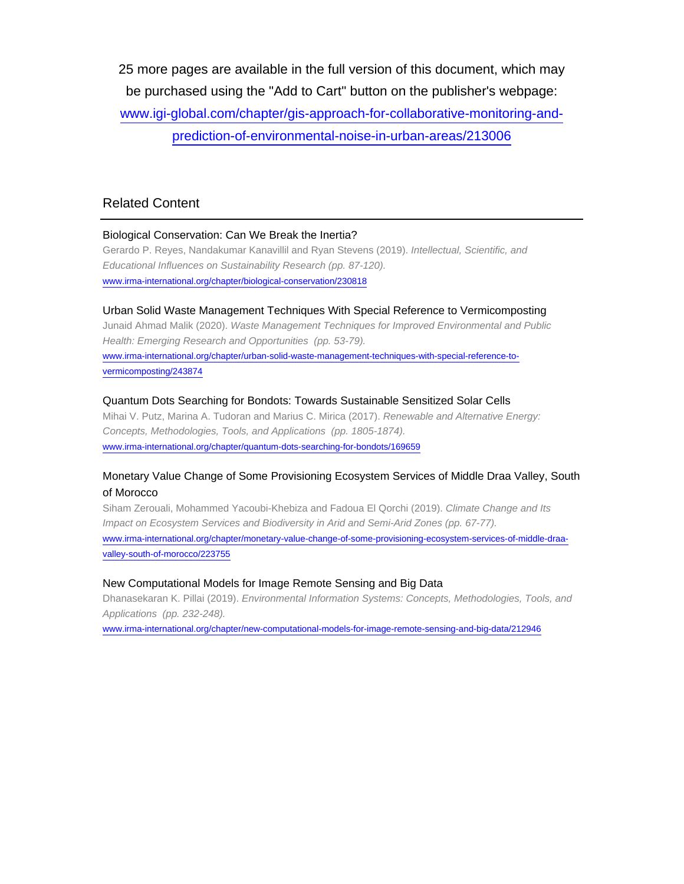25 more pages are available in the full version of this document, which may be purchased using the "Add to Cart" button on the publisher's webpage: [www.igi-global.com/chapter/gis-approach-for-collaborative-monitoring-and-prediction-of-environmental-noise-in-urban-areas/213006](www.igi-global.com/chapter/gis-approach-for-collaborative-monitoring-and-prediction-of-environmental-noise-in-urban-areas/213006)

## Related Content

Biological Conservation: Can We Break the Inertia?
Gerardo P. Reyes, Nandakumar Kanavillil and Ryan Stevens (2019). *Intellectual, Scientific, and Educational Influences on Sustainability Research (pp. 87-120).*
[www.irma-international.org/chapter/biological-conservation/230818](www.irma-international.org/chapter/biological-conservation/230818)

Urban Solid Waste Management Techniques With Special Reference to Vermicomposting
Junaid Ahmad Malik (2020). *Waste Management Techniques for Improved Environmental and Public Health: Emerging Research and Opportunities (pp. 53-79).*
[www.irma-international.org/chapter/urban-solid-waste-management-techniques-with-special-reference-to-vermicomposting/243874](www.irma-international.org/chapter/urban-solid-waste-management-techniques-with-special-reference-to-vermicomposting/243874)

Quantum Dots Searching for Bondots: Towards Sustainable Sensitized Solar Cells
Mihai V. Putz, Marina A. Tudoran and Marius C. Mirica (2017). *Renewable and Alternative Energy: Concepts, Methodologies, Tools, and Applications (pp. 1805-1874).*
[www.irma-international.org/chapter/quantum-dots-searching-for-bondots/169659](www.irma-international.org/chapter/quantum-dots-searching-for-bondots/169659)

Monetary Value Change of Some Provisioning Ecosystem Services of Middle Draa Valley, South of Morocco
Siham Zerouali, Mohammed Yacoubi-Khebiza and Fadoua El Qorchi (2019). *Climate Change and Its Impact on Ecosystem Services and Biodiversity in Arid and Semi-Arid Zones (pp. 67-77).*
[www.irma-international.org/chapter/monetary-value-change-of-some-provisioning-ecosystem-services-of-middle-draa-valley-south-of-morocco/223755](www.irma-international.org/chapter/monetary-value-change-of-some-provisioning-ecosystem-services-of-middle-draa-valley-south-of-morocco/223755)

New Computational Models for Image Remote Sensing and Big Data
Dhanasekaran K. Pillai (2019). *Environmental Information Systems: Concepts, Methodologies, Tools, and Applications (pp. 232-248).*
[www.irma-international.org/chapter/new-computational-models-for-image-remote-sensing-and-big-data/212946](www.irma-international.org/chapter/new-computational-models-for-image-remote-sensing-and-big-data/212946)